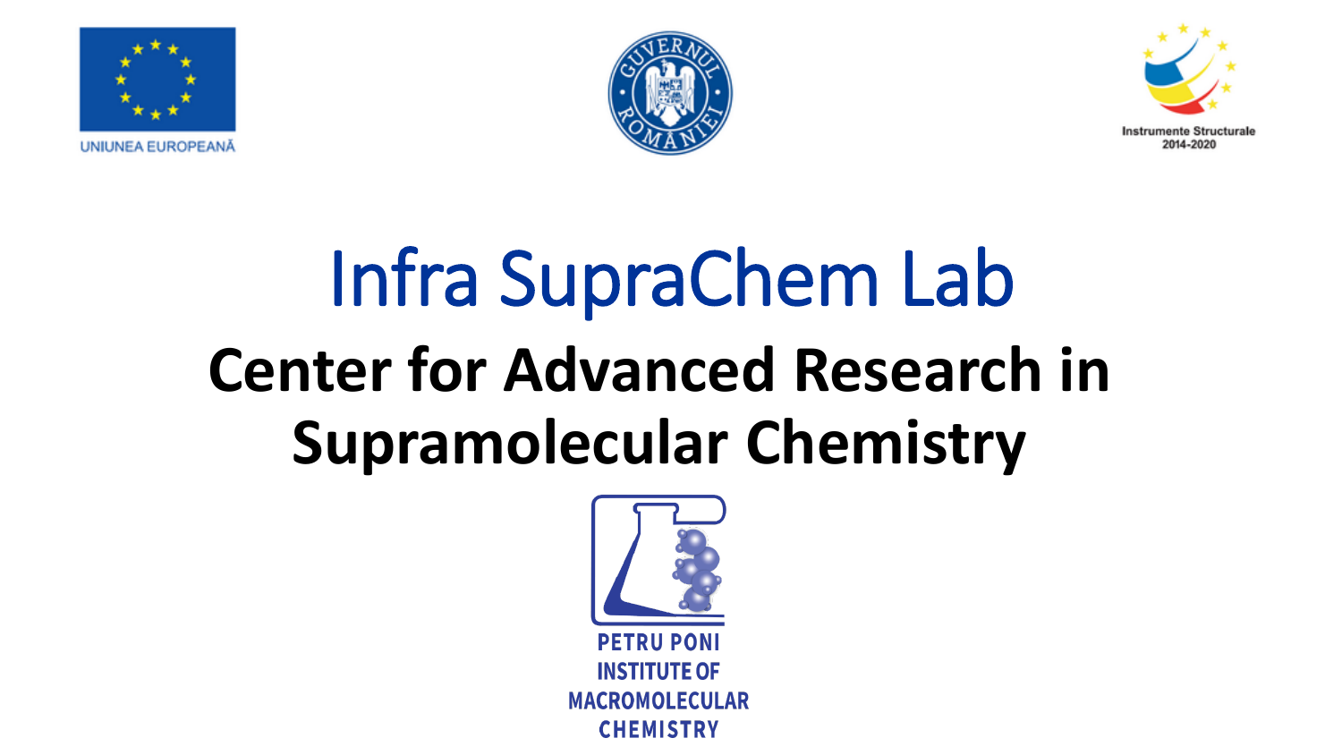UNIUNEA EUROPEANĂ

GUVERNUL ROMÂNIEI

Instrumente Structurale 2014-2020

# Infra SupraChem Lab

## Center for Advanced Research in Supramolecular Chemistry

PETRU PONI INSTITUTE OF MACROMOLECULAR CHEMISTRY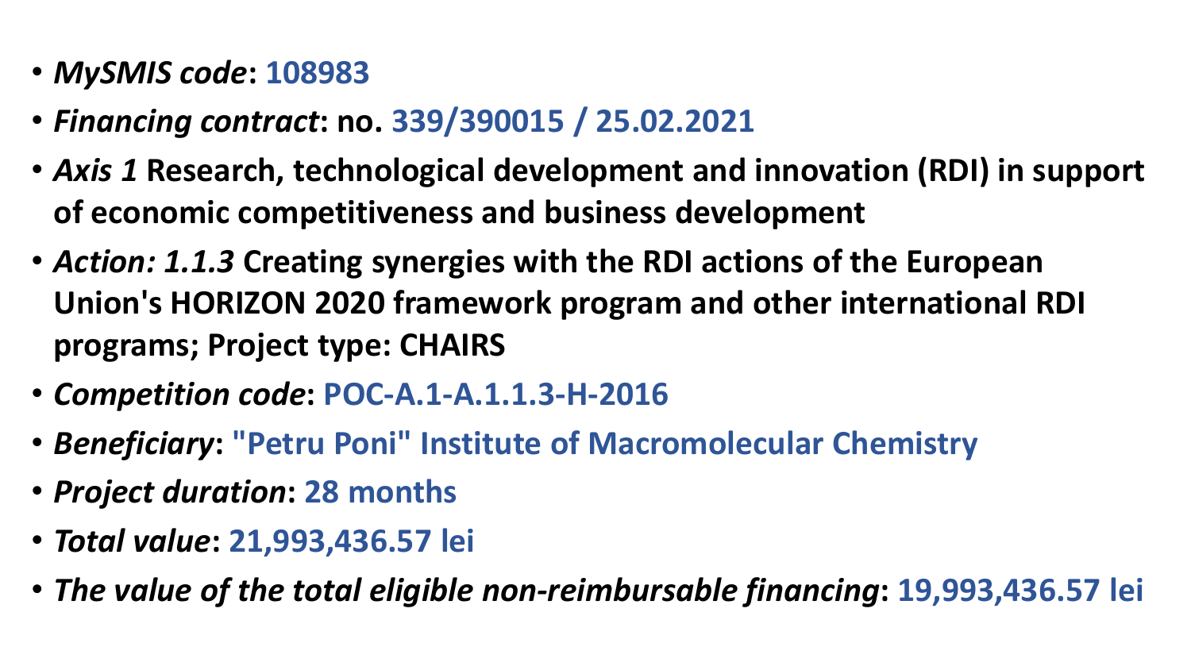- ***MySMIS code*: 108983**
- ***Financing contract*: no. 339/390015 / 25.02.2021**
- ***Axis 1* Research, technological development and innovation (RDI) in support of economic competitiveness and business development**
- ***Action: 1.1.3* Creating synergies with the RDI actions of the European Union's HORIZON 2020 framework program and other international RDI programs; Project type: CHAIRS**
- ***Competition code*: POC-A.1-A.1.1.3-H-2016**
- ***Beneficiary*: "Petru Poni" Institute of Macromolecular Chemistry**
- ***Project duration*: 28 months**
- ***Total value*: 21,993,436.57 lei**
- ***The value of the total eligible non-reimbursable financing*: 19,993,436.57 lei**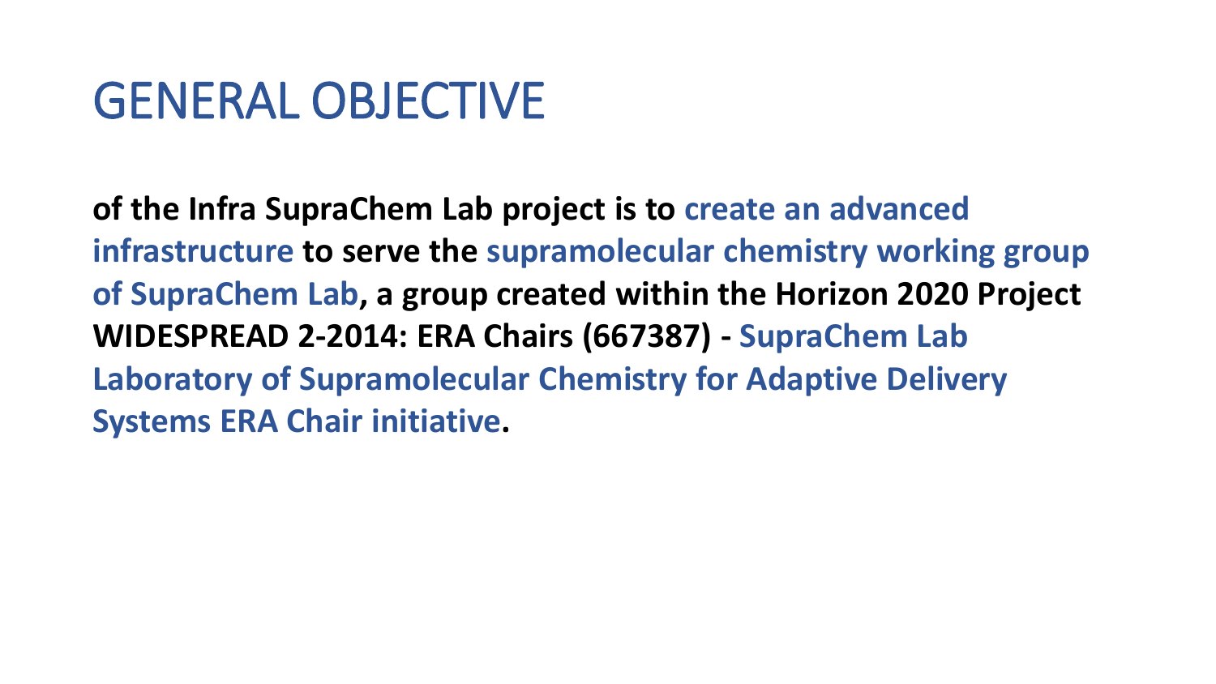# GENERAL OBJECTIVE

**of the Infra SupraChem Lab project is to create an advanced infrastructure to serve the supramolecular chemistry working group of SupraChem Lab, a group created within the Horizon 2020 Project WIDESPREAD 2-2014: ERA Chairs (667387) - SupraChem Lab Laboratory of Supramolecular Chemistry for Adaptive Delivery Systems ERA Chair initiative.**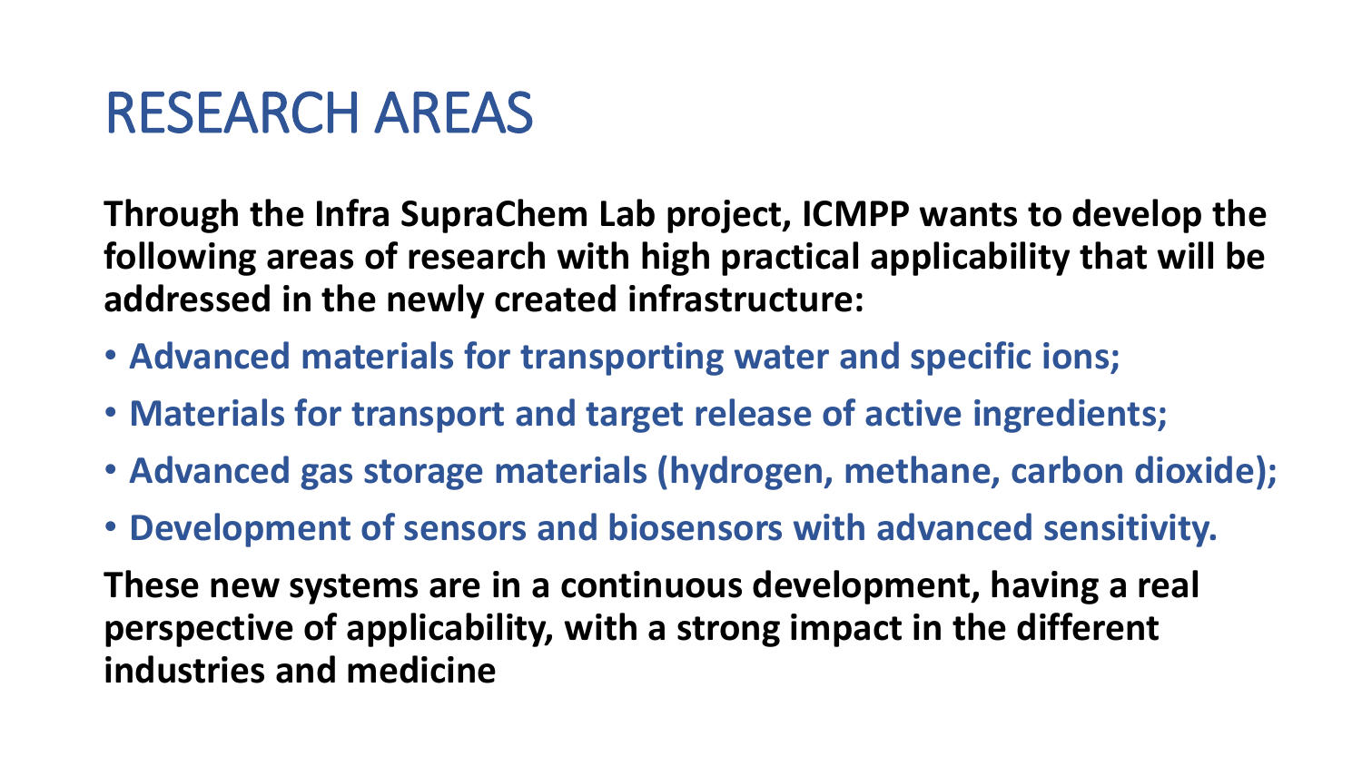# RESEARCH AREAS

**Through the Infra SupraChem Lab project, ICMPP wants to develop the following areas of research with high practical applicability that will be addressed in the newly created infrastructure:**

- **Advanced materials for transporting water and specific ions;**
- **Materials for transport and target release of active ingredients;**
- **Advanced gas storage materials (hydrogen, methane, carbon dioxide);**
- **Development of sensors and biosensors with advanced sensitivity.**

**These new systems are in a continuous development, having a real perspective of applicability, with a strong impact in the different industries and medicine**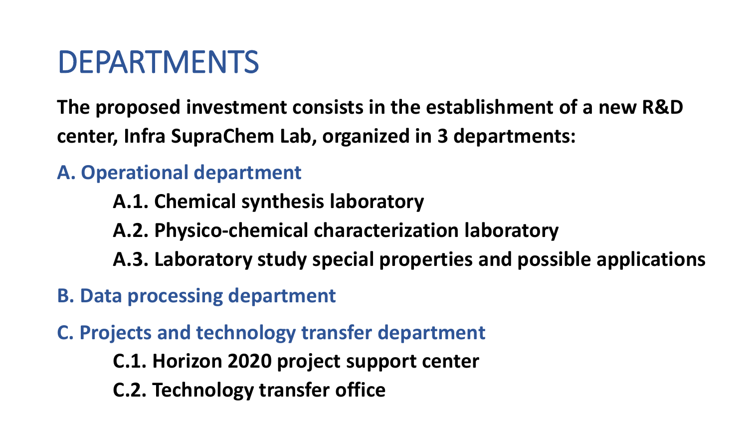# DEPARTMENTS

**The proposed investment consists in the establishment of a new R&D center, Infra SupraChem Lab, organized in 3 departments:**

**A. Operational department**

- **A.1. Chemical synthesis laboratory**
- **A.2. Physico-chemical characterization laboratory**
- **A.3. Laboratory study special properties and possible applications**

**B. Data processing department**

**C. Projects and technology transfer department**

- **C.1. Horizon 2020 project support center**
- **C.2. Technology transfer office**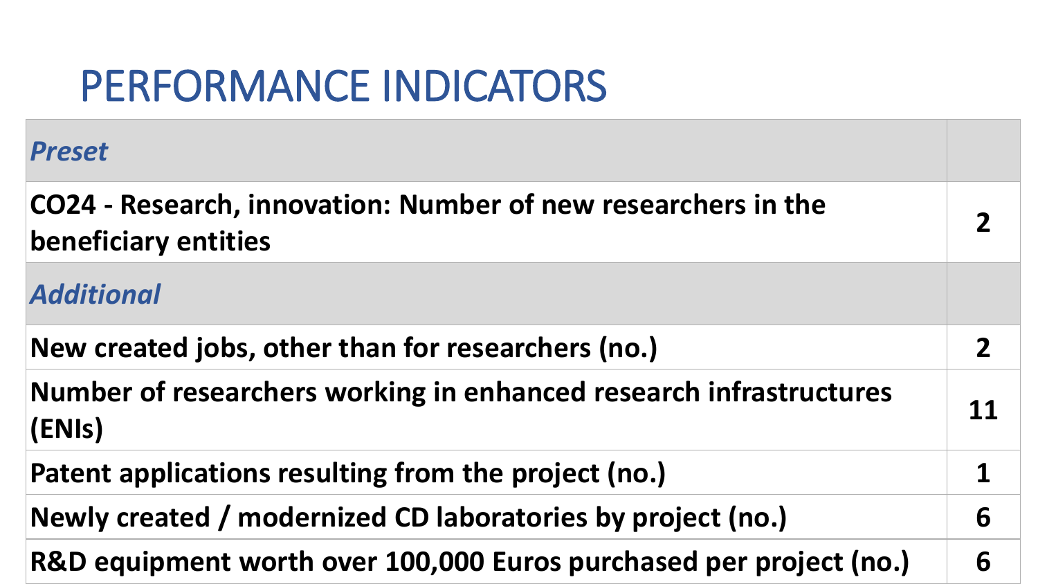# PERFORMANCE INDICATORS

| | |
|---|---|
| ***Preset*** | |
| **CO24 - Research, innovation: Number of new researchers in the beneficiary entities** | **2** |
| ***Additional*** | |
| **New created jobs, other than for researchers (no.)** | **2** |
| **Number of researchers working in enhanced research infrastructures (ENIs)** | **11** |
| **Patent applications resulting from the project (no.)** | **1** |
| **Newly created / modernized CD laboratories by project (no.)** | **6** |
| **R&D equipment worth over 100,000 Euros purchased per project (no.)** | **6** |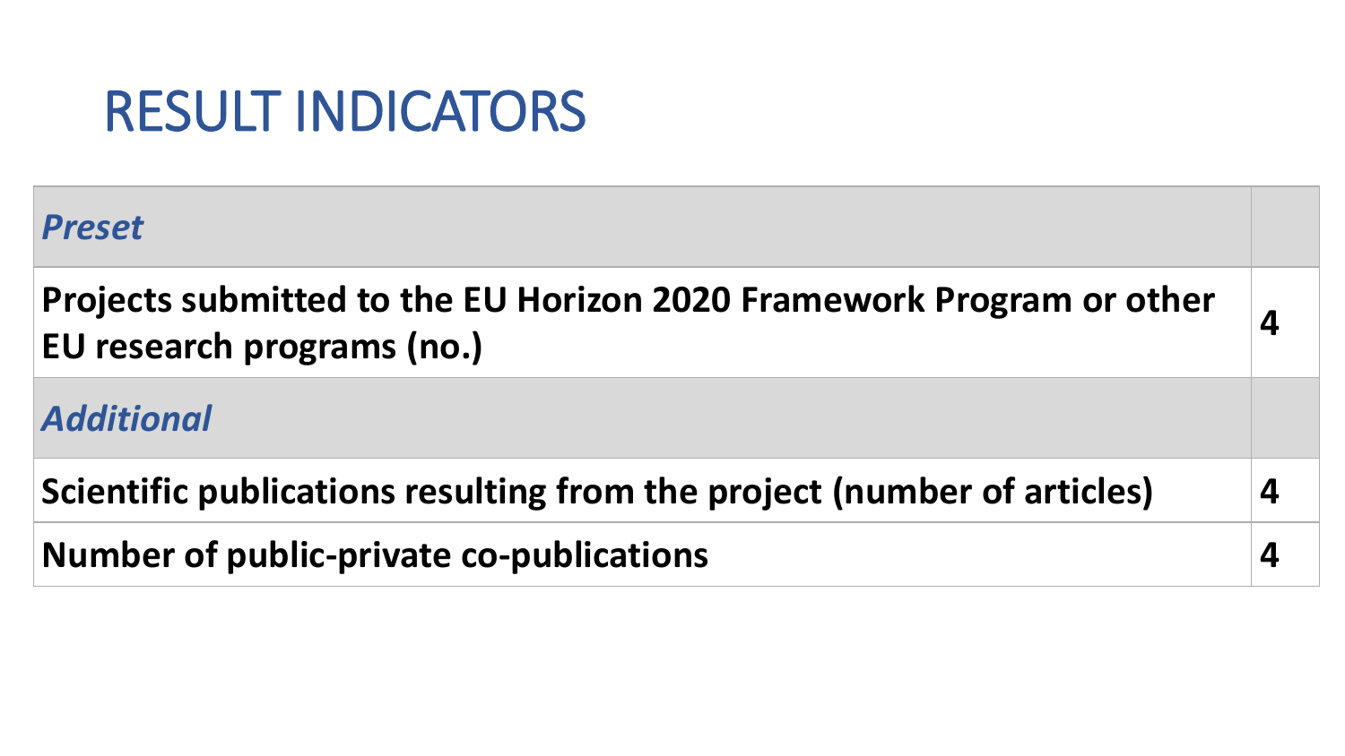# RESULT INDICATORS

| *Preset* | |
|---|---|
| **Projects submitted to the EU Horizon 2020 Framework Program or other EU research programs (no.)** | **4** |
| *Additional* | |
| **Scientific publications resulting from the project (number of articles)** | **4** |
| **Number of public-private co-publications** | **4** |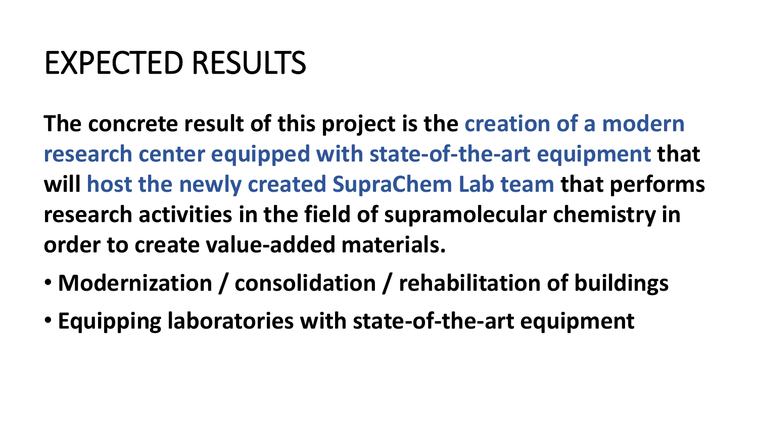# EXPECTED RESULTS

**The concrete result of this project is the creation of a modern research center equipped with state-of-the-art equipment that will host the newly created SupraChem Lab team that performs research activities in the field of supramolecular chemistry in order to create value-added materials.**

- **Modernization / consolidation / rehabilitation of buildings**
- **Equipping laboratories with state-of-the-art equipment**